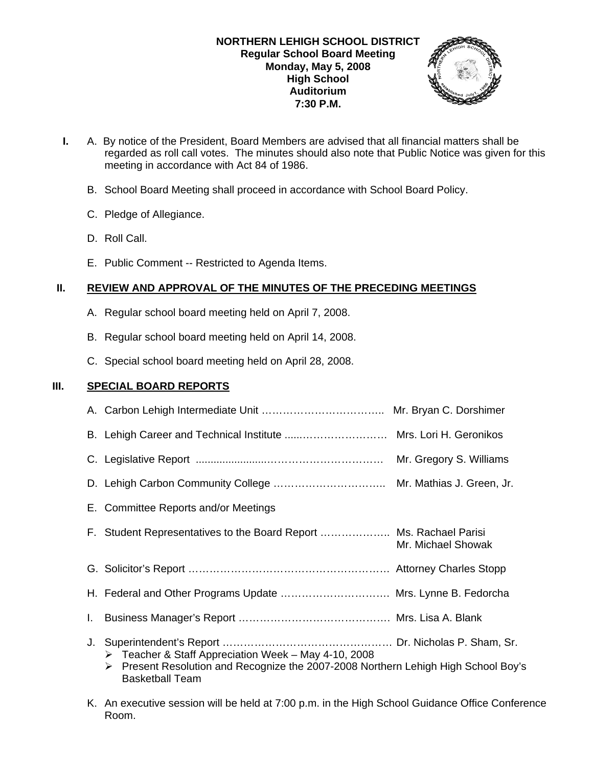**NORTHERN LEHIGH SCHOOL DISTRICT**
**Regular School Board Meeting**
**Monday, May 5, 2008**
**High School**
**Auditorium**
**7:30 P.M.**

**I.** A. By notice of the President, Board Members are advised that all financial matters shall be regarded as roll call votes. The minutes should also note that Public Notice was given for this meeting in accordance with Act 84 of 1986.

B. School Board Meeting shall proceed in accordance with School Board Policy.

C. Pledge of Allegiance.

D. Roll Call.

E. Public Comment -- Restricted to Agenda Items.

## II. REVIEW AND APPROVAL OF THE MINUTES OF THE PRECEDING MEETINGS

A. Regular school board meeting held on April 7, 2008.

B. Regular school board meeting held on April 14, 2008.

C. Special school board meeting held on April 28, 2008.

## III. SPECIAL BOARD REPORTS

A. Carbon Lehigh Intermediate Unit …………………………….. Mr. Bryan C. Dorshimer

B. Lehigh Career and Technical Institute .....…………………… Mrs. Lori H. Geronikos

C. Legislative Report ........................…………………………… Mr. Gregory S. Williams

D. Lehigh Carbon Community College ………………………….. Mr. Mathias J. Green, Jr.

E. Committee Reports and/or Meetings

F. Student Representatives to the Board Report ……………….. Ms. Rachael Parisi
Mr. Michael Showak

G. Solicitor's Report …………………………………………………. Attorney Charles Stopp

H. Federal and Other Programs Update …………………………. Mrs. Lynne B. Fedorcha

I. Business Manager's Report ……………………………………. Mrs. Lisa A. Blank

J. Superintendent's Report ………………………………………… Dr. Nicholas P. Sham, Sr.
- Teacher & Staff Appreciation Week – May 4-10, 2008
- Present Resolution and Recognize the 2007-2008 Northern Lehigh High School Boy's Basketball Team

K. An executive session will be held at 7:00 p.m. in the High School Guidance Office Conference Room.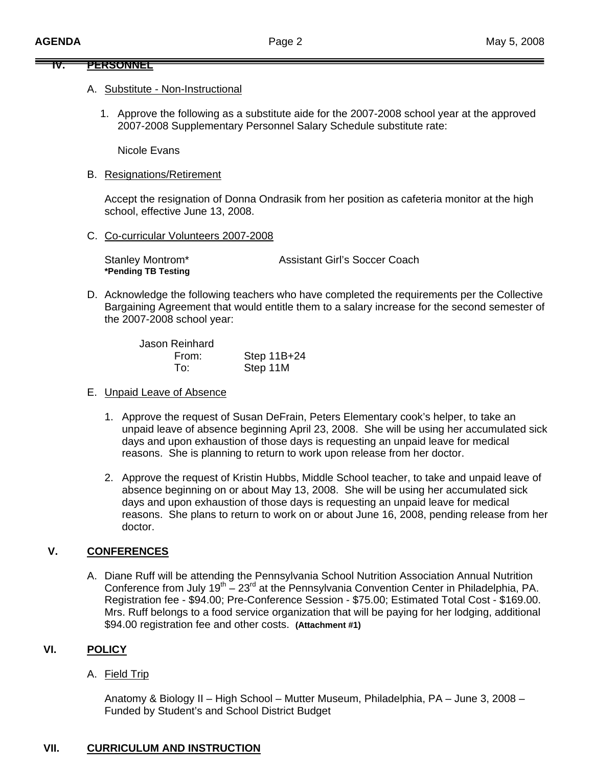## IV. PERSONNEL

A. Substitute - Non-Instructional

1. Approve the following as a substitute aide for the 2007-2008 school year at the approved 2007-2008 Supplementary Personnel Salary Schedule substitute rate:

   Nicole Evans

B. Resignations/Retirement

Accept the resignation of Donna Ondrasik from her position as cafeteria monitor at the high school, effective June 13, 2008.

C. Co-curricular Volunteers 2007-2008

Stanley Montrom* — Assistant Girl's Soccer Coach
**\*Pending TB Testing**

D. Acknowledge the following teachers who have completed the requirements per the Collective Bargaining Agreement that would entitle them to a salary increase for the second semester of the 2007-2008 school year:

Jason Reinhard
From: Step 11B+24
To: Step 11M

E. Unpaid Leave of Absence

1. Approve the request of Susan DeFrain, Peters Elementary cook's helper, to take an unpaid leave of absence beginning April 23, 2008. She will be using her accumulated sick days and upon exhaustion of those days is requesting an unpaid leave for medical reasons. She is planning to return to work upon release from her doctor.

2. Approve the request of Kristin Hubbs, Middle School teacher, to take and unpaid leave of absence beginning on or about May 13, 2008. She will be using her accumulated sick days and upon exhaustion of those days is requesting an unpaid leave for medical reasons. She plans to return to work on or about June 16, 2008, pending release from her doctor.

## V. CONFERENCES

A. Diane Ruff will be attending the Pennsylvania School Nutrition Association Annual Nutrition Conference from July 19th – 23rd at the Pennsylvania Convention Center in Philadelphia, PA. Registration fee - $94.00; Pre-Conference Session - $75.00; Estimated Total Cost - $169.00. Mrs. Ruff belongs to a food service organization that will be paying for her lodging, additional $94.00 registration fee and other costs. **(Attachment #1)**

## VI. POLICY

A. Field Trip

Anatomy & Biology II – High School – Mutter Museum, Philadelphia, PA – June 3, 2008 – Funded by Student's and School District Budget

## VII. CURRICULUM AND INSTRUCTION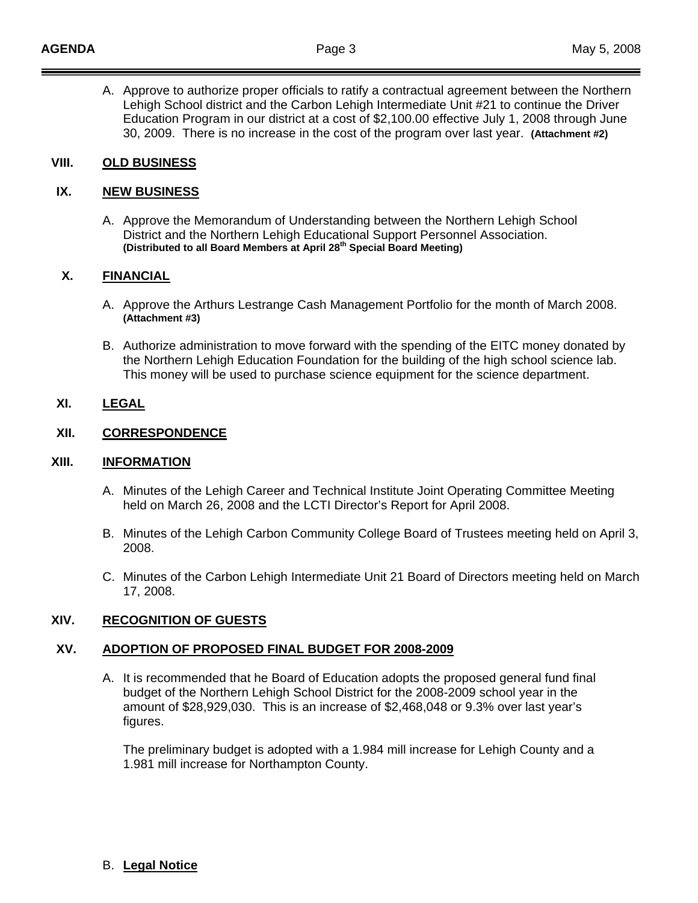A. Approve to authorize proper officials to ratify a contractual agreement between the Northern Lehigh School district and the Carbon Lehigh Intermediate Unit #21 to continue the Driver Education Program in our district at a cost of $2,100.00 effective July 1, 2008 through June 30, 2009. There is no increase in the cost of the program over last year. **(Attachment #2)**

## VIII. OLD BUSINESS

## IX. NEW BUSINESS

A. Approve the Memorandum of Understanding between the Northern Lehigh School District and the Northern Lehigh Educational Support Personnel Association. **(Distributed to all Board Members at April 28th Special Board Meeting)**

## X. FINANCIAL

A. Approve the Arthurs Lestrange Cash Management Portfolio for the month of March 2008. **(Attachment #3)**

B. Authorize administration to move forward with the spending of the EITC money donated by the Northern Lehigh Education Foundation for the building of the high school science lab. This money will be used to purchase science equipment for the science department.

## XI. LEGAL

## XII. CORRESPONDENCE

## XIII. INFORMATION

A. Minutes of the Lehigh Career and Technical Institute Joint Operating Committee Meeting held on March 26, 2008 and the LCTI Director's Report for April 2008.

B. Minutes of the Lehigh Carbon Community College Board of Trustees meeting held on April 3, 2008.

C. Minutes of the Carbon Lehigh Intermediate Unit 21 Board of Directors meeting held on March 17, 2008.

## XIV. RECOGNITION OF GUESTS

## XV. ADOPTION OF PROPOSED FINAL BUDGET FOR 2008-2009

A. It is recommended that he Board of Education adopts the proposed general fund final budget of the Northern Lehigh School District for the 2008-2009 school year in the amount of $28,929,030. This is an increase of $2,468,048 or 9.3% over last year's figures.

The preliminary budget is adopted with a 1.984 mill increase for Lehigh County and a 1.981 mill increase for Northampton County.

B. **Legal Notice**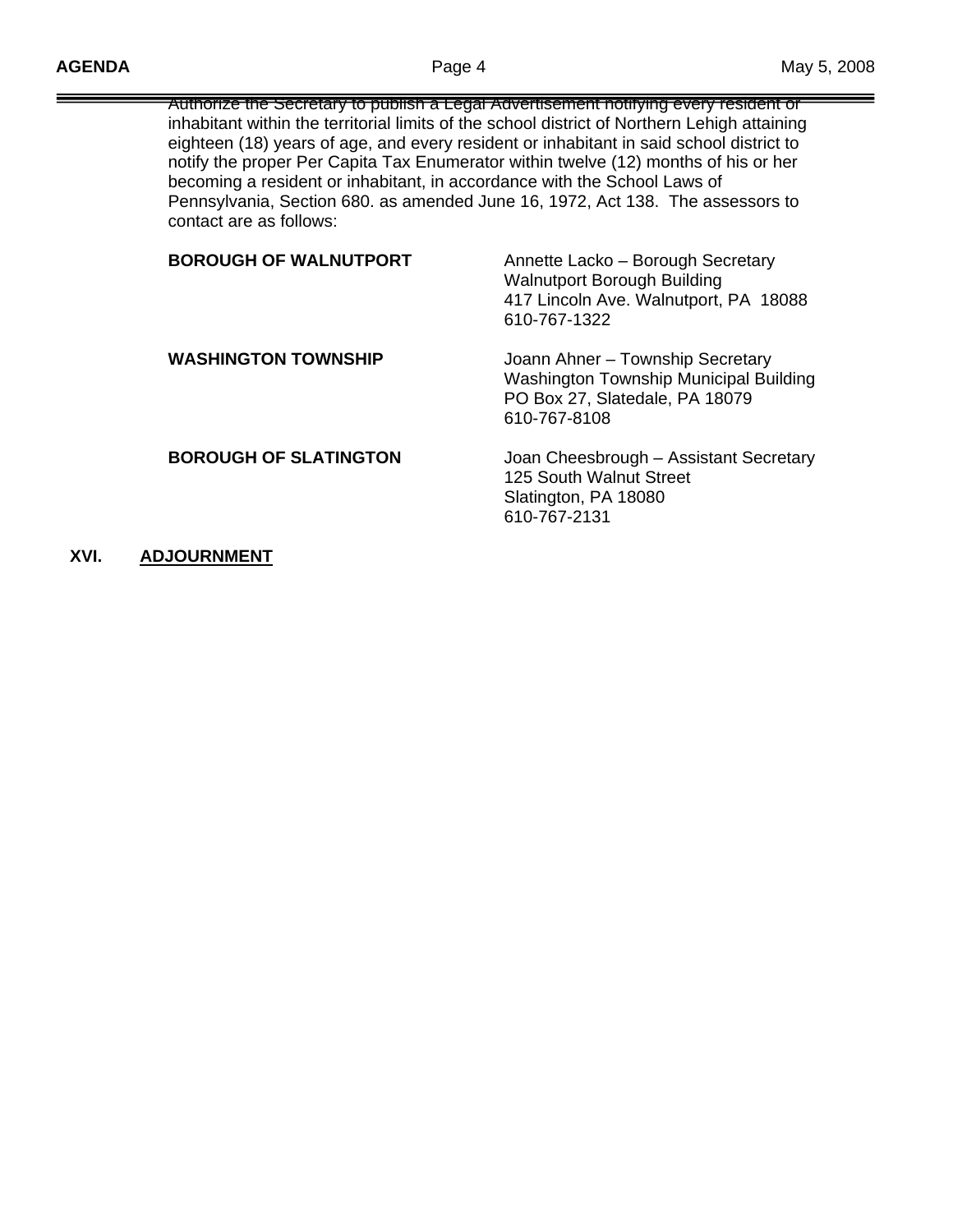Authorize the Secretary to publish a Legal Advertisement notifying every resident or inhabitant within the territorial limits of the school district of Northern Lehigh attaining eighteen (18) years of age, and every resident or inhabitant in said school district to notify the proper Per Capita Tax Enumerator within twelve (12) months of his or her becoming a resident or inhabitant, in accordance with the School Laws of Pennsylvania, Section 680. as amended June 16, 1972, Act 138. The assessors to contact are as follows:

**BOROUGH OF WALNUTPORT**

Annette Lacko – Borough Secretary
Walnutport Borough Building
417 Lincoln Ave. Walnutport, PA 18088
610-767-1322

**WASHINGTON TOWNSHIP**

Joann Ahner – Township Secretary
Washington Township Municipal Building
PO Box 27, Slatedale, PA 18079
610-767-8108

**BOROUGH OF SLATINGTON**

Joan Cheesbrough – Assistant Secretary
125 South Walnut Street
Slatington, PA 18080
610-767-2131

## XVI. ADJOURNMENT